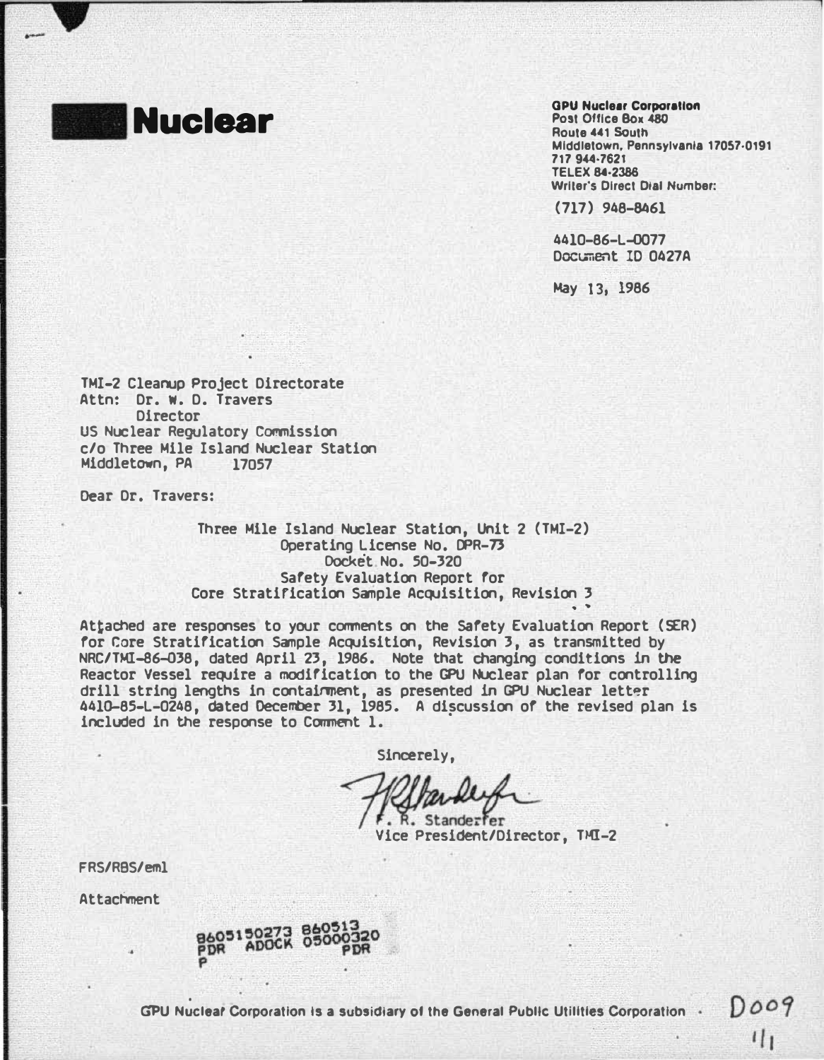**Nuclear**

**GPU Nuclear Corporation**
Post Office Box 480
Route 441 South
Middletown, Pennsylvania 17057-0191
717 944-7621
TELEX 84-2386
Writer's Direct Dial Number:

(717) 948-8461

4410-86-L-0077
Document ID 0427A

May 13, 1986

TMI-2 Cleanup Project Directorate
Attn: Dr. W. D. Travers
Director
US Nuclear Regulatory Commission
c/o Three Mile Island Nuclear Station
Middletown, PA 17057

Dear Dr. Travers:

Three Mile Island Nuclear Station, Unit 2 (TMI-2)
Operating License No. DPR-73
Docket No. 50-320
Safety Evaluation Report for
Core Stratification Sample Acquisition, Revision 3

Attached are responses to your comments on the Safety Evaluation Report (SER) for Core Stratification Sample Acquisition, Revision 3, as transmitted by NRC/TMI-86-038, dated April 23, 1986. Note that changing conditions in the Reactor Vessel require a modification to the GPU Nuclear plan for controlling drill string lengths in containment, as presented in GPU Nuclear letter 4410-85-L-0248, dated December 31, 1985. A discussion of the revised plan is included in the response to Comment 1.

Sincerely,

F. R. Standerfer
Vice President/Director, TMI-2

FRS/RBS/eml

Attachment

8605150273 860513
PDR ADOCK 05000320
P PDR

GPU Nuclear Corporation is a subsidiary of the General Public Utilities Corporation

D009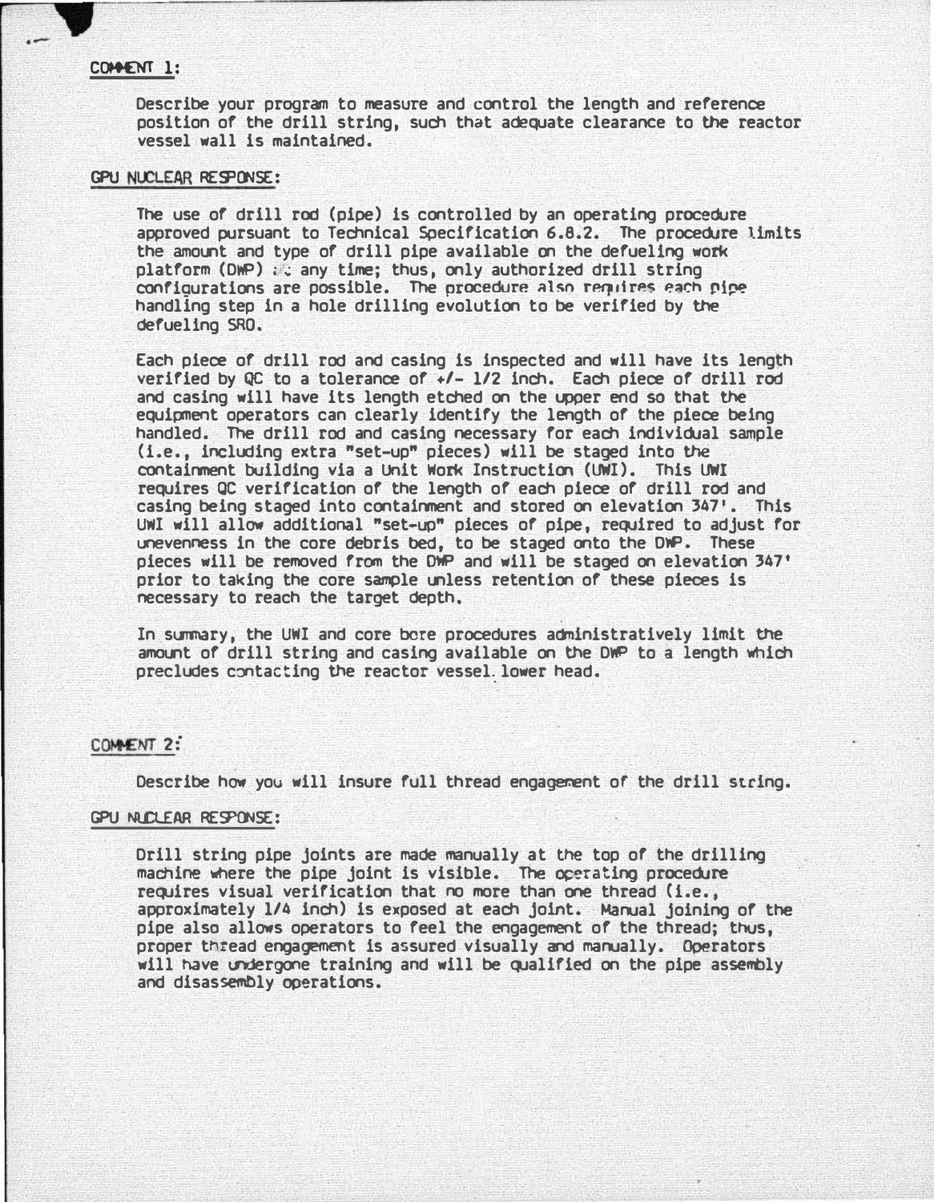COMMENT 1:

Describe your program to measure and control the length and reference position of the drill string, such that adequate clearance to the reactor vessel wall is maintained.

GPU NUCLEAR RESPONSE:

The use of drill rod (pipe) is controlled by an operating procedure approved pursuant to Technical Specification 6.8.2. The procedure limits the amount and type of drill pipe available on the defueling work platform (DWP) at any time; thus, only authorized drill string configurations are possible. The procedure also requires each pipe handling step in a hole drilling evolution to be verified by the defueling SRO.

Each piece of drill rod and casing is inspected and will have its length verified by QC to a tolerance of +/- 1/2 inch. Each piece of drill rod and casing will have its length etched on the upper end so that the equipment operators can clearly identify the length of the piece being handled. The drill rod and casing necessary for each individual sample (i.e., including extra "set-up" pieces) will be staged into the containment building via a Unit Work Instruction (UWI). This UWI requires QC verification of the length of each piece of drill rod and casing being staged into containment and stored on elevation 347'. This UWI will allow additional "set-up" pieces of pipe, required to adjust for unevenness in the core debris bed, to be staged onto the DWP. These pieces will be removed from the DWP and will be staged on elevation 347' prior to taking the core sample unless retention of these pieces is necessary to reach the target depth.

In summary, the UWI and core bore procedures administratively limit the amount of drill string and casing available on the DWP to a length which precludes contacting the reactor vessel lower head.

COMMENT 2:

Describe how you will insure full thread engagement of the drill string.

GPU NUCLEAR RESPONSE:

Drill string pipe joints are made manually at the top of the drilling machine where the pipe joint is visible. The operating procedure requires visual verification that no more than one thread (i.e., approximately 1/4 inch) is exposed at each joint. Manual joining of the pipe also allows operators to feel the engagement of the thread; thus, proper thread engagement is assured visually and manually. Operators will have undergone training and will be qualified on the pipe assembly and disassembly operations.